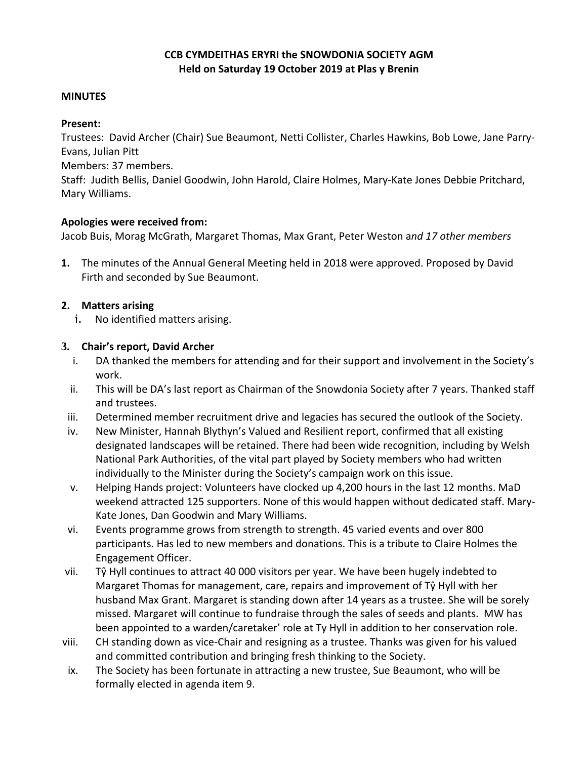**CCB CYMDEITHAS ERYRI the SNOWDONIA SOCIETY AGM**
**Held on Saturday 19 October 2019 at Plas y Brenin**

**MINUTES**

**Present:**
Trustees: David Archer (Chair) Sue Beaumont, Netti Collister, Charles Hawkins, Bob Lowe, Jane Parry-Evans, Julian Pitt
Members: 37 members.
Staff: Judith Bellis, Daniel Goodwin, John Harold, Claire Holmes, Mary-Kate Jones Debbie Pritchard, Mary Williams.

**Apologies were received from:**
Jacob Buis, Morag McGrath, Margaret Thomas, Max Grant, Peter Weston a*nd 17 other members*

1. The minutes of the Annual General Meeting held in 2018 were approved. Proposed by David Firth and seconded by Sue Beaumont.

2. **Matters arising**
   i. No identified matters arising.

3. **Chair's report, David Archer**
   i. DA thanked the members for attending and for their support and involvement in the Society's work.
   ii. This will be DA's last report as Chairman of the Snowdonia Society after 7 years. Thanked staff and trustees.
   iii. Determined member recruitment drive and legacies has secured the outlook of the Society.
   iv. New Minister, Hannah Blythyn's Valued and Resilient report, confirmed that all existing designated landscapes will be retained. There had been wide recognition, including by Welsh National Park Authorities, of the vital part played by Society members who had written individually to the Minister during the Society's campaign work on this issue.
   v. Helping Hands project: Volunteers have clocked up 4,200 hours in the last 12 months. MaD weekend attracted 125 supporters. None of this would happen without dedicated staff. Mary-Kate Jones, Dan Goodwin and Mary Williams.
   vi. Events programme grows from strength to strength. 45 varied events and over 800 participants. Has led to new members and donations. This is a tribute to Claire Holmes the Engagement Officer.
   vii. Tŷ Hyll continues to attract 40 000 visitors per year. We have been hugely indebted to Margaret Thomas for management, care, repairs and improvement of Tŷ Hyll with her husband Max Grant. Margaret is standing down after 14 years as a trustee. She will be sorely missed. Margaret will continue to fundraise through the sales of seeds and plants. MW has been appointed to a warden/caretaker' role at Ty Hyll in addition to her conservation role.
   viii. CH standing down as vice-Chair and resigning as a trustee. Thanks was given for his valued and committed contribution and bringing fresh thinking to the Society.
   ix. The Society has been fortunate in attracting a new trustee, Sue Beaumont, who will be formally elected in agenda item 9.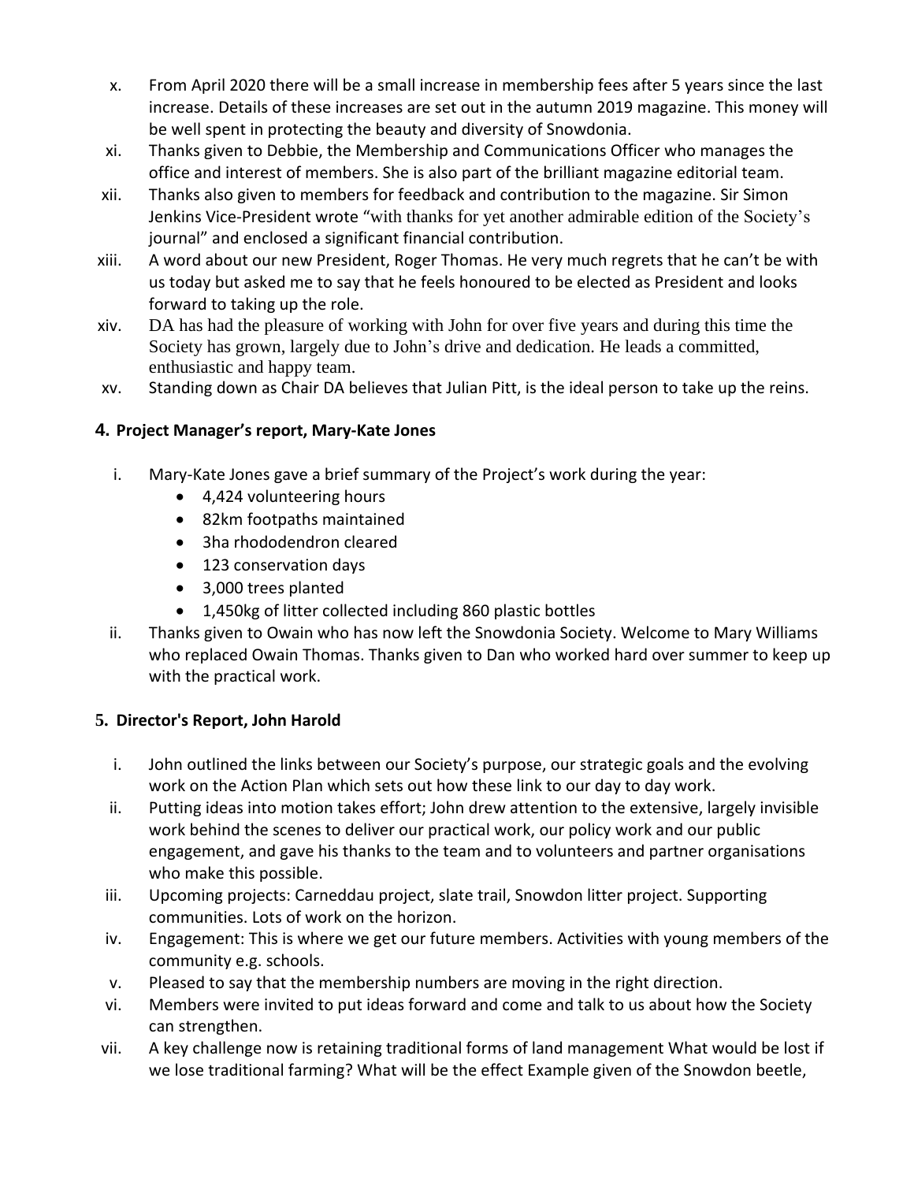x. From April 2020 there will be a small increase in membership fees after 5 years since the last increase. Details of these increases are set out in the autumn 2019 magazine. This money will be well spent in protecting the beauty and diversity of Snowdonia.

xi. Thanks given to Debbie, the Membership and Communications Officer who manages the office and interest of members. She is also part of the brilliant magazine editorial team.

xii. Thanks also given to members for feedback and contribution to the magazine. Sir Simon Jenkins Vice-President wrote "with thanks for yet another admirable edition of the Society's journal" and enclosed a significant financial contribution.

xiii. A word about our new President, Roger Thomas. He very much regrets that he can't be with us today but asked me to say that he feels honoured to be elected as President and looks forward to taking up the role.

xiv. DA has had the pleasure of working with John for over five years and during this time the Society has grown, largely due to John's drive and dedication. He leads a committed, enthusiastic and happy team.

xv. Standing down as Chair DA believes that Julian Pitt, is the ideal person to take up the reins.

## 4. Project Manager's report, Mary-Kate Jones

i. Mary-Kate Jones gave a brief summary of the Project's work during the year:
   - 4,424 volunteering hours
   - 82km footpaths maintained
   - 3ha rhododendron cleared
   - 123 conservation days
   - 3,000 trees planted
   - 1,450kg of litter collected including 860 plastic bottles

ii. Thanks given to Owain who has now left the Snowdonia Society. Welcome to Mary Williams who replaced Owain Thomas. Thanks given to Dan who worked hard over summer to keep up with the practical work.

## 5. Director's Report, John Harold

i. John outlined the links between our Society's purpose, our strategic goals and the evolving work on the Action Plan which sets out how these link to our day to day work.

ii. Putting ideas into motion takes effort; John drew attention to the extensive, largely invisible work behind the scenes to deliver our practical work, our policy work and our public engagement, and gave his thanks to the team and to volunteers and partner organisations who make this possible.

iii. Upcoming projects: Carneddau project, slate trail, Snowdon litter project. Supporting communities. Lots of work on the horizon.

iv. Engagement: This is where we get our future members. Activities with young members of the community e.g. schools.

v. Pleased to say that the membership numbers are moving in the right direction.

vi. Members were invited to put ideas forward and come and talk to us about how the Society can strengthen.

vii. A key challenge now is retaining traditional forms of land management What would be lost if we lose traditional farming? What will be the effect Example given of the Snowdon beetle,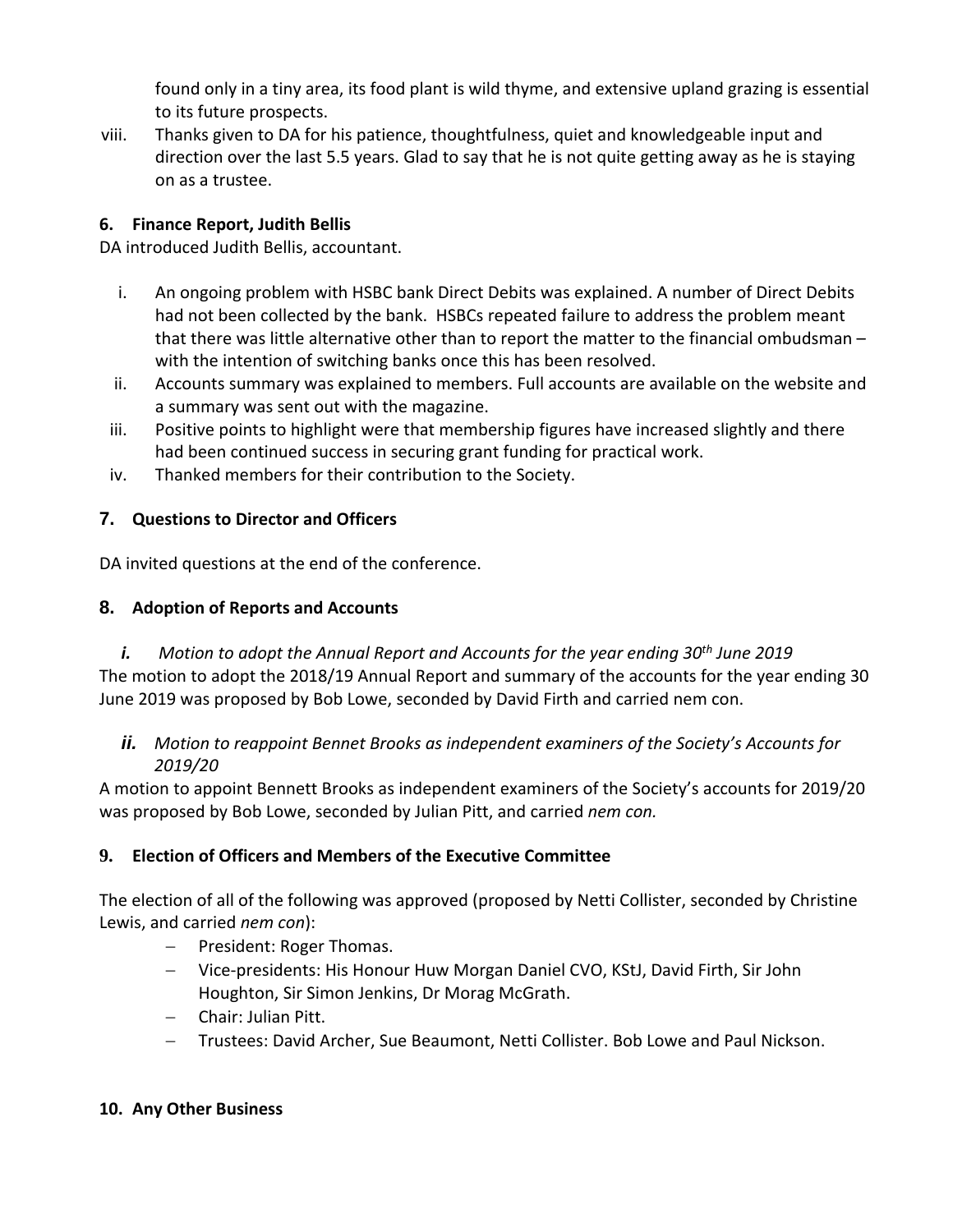found only in a tiny area, its food plant is wild thyme, and extensive upland grazing is essential to its future prospects.

viii. Thanks given to DA for his patience, thoughtfulness, quiet and knowledgeable input and direction over the last 5.5 years. Glad to say that he is not quite getting away as he is staying on as a trustee.

## 6. Finance Report, Judith Bellis

DA introduced Judith Bellis, accountant.

i. An ongoing problem with HSBC bank Direct Debits was explained. A number of Direct Debits had not been collected by the bank. HSBCs repeated failure to address the problem meant that there was little alternative other than to report the matter to the financial ombudsman – with the intention of switching banks once this has been resolved.
ii. Accounts summary was explained to members. Full accounts are available on the website and a summary was sent out with the magazine.
iii. Positive points to highlight were that membership figures have increased slightly and there had been continued success in securing grant funding for practical work.
iv. Thanked members for their contribution to the Society.

## 7. Questions to Director and Officers

DA invited questions at the end of the conference.

## 8. Adoption of Reports and Accounts

***i.*** *Motion to adopt the Annual Report and Accounts for the year ending 30th June 2019*

The motion to adopt the 2018/19 Annual Report and summary of the accounts for the year ending 30 June 2019 was proposed by Bob Lowe, seconded by David Firth and carried nem con.

***ii.*** *Motion to reappoint Bennet Brooks as independent examiners of the Society's Accounts for 2019/20*

A motion to appoint Bennett Brooks as independent examiners of the Society's accounts for 2019/20 was proposed by Bob Lowe, seconded by Julian Pitt, and carried *nem con.*

## 9. Election of Officers and Members of the Executive Committee

The election of all of the following was approved (proposed by Netti Collister, seconded by Christine Lewis, and carried *nem con*):

- President: Roger Thomas.
- Vice-presidents: His Honour Huw Morgan Daniel CVO, KStJ, David Firth, Sir John Houghton, Sir Simon Jenkins, Dr Morag McGrath.
- Chair: Julian Pitt.
- Trustees: David Archer, Sue Beaumont, Netti Collister. Bob Lowe and Paul Nickson.

## 10. Any Other Business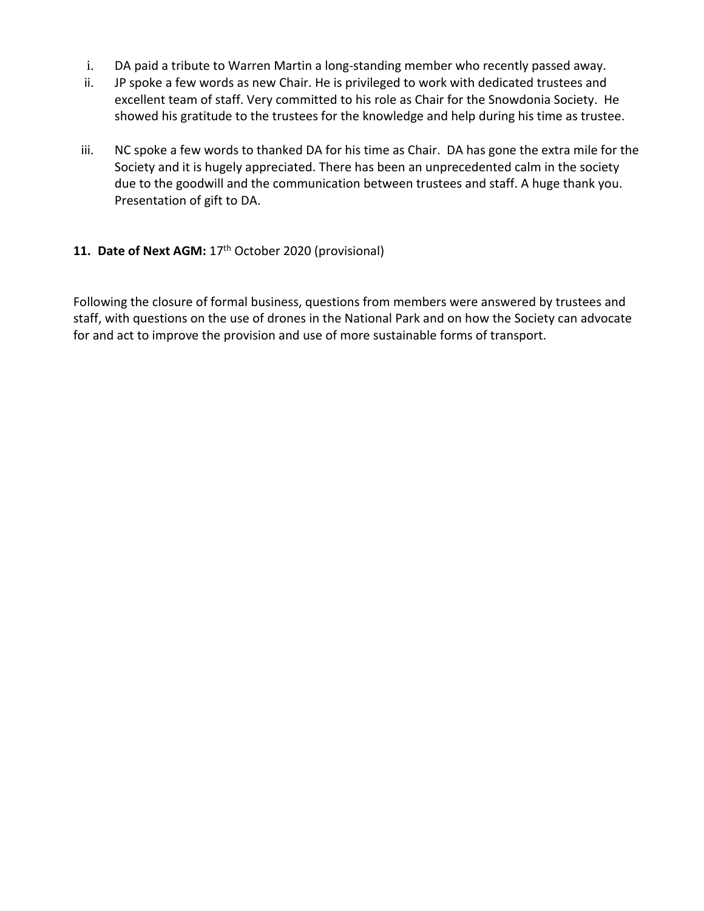i. DA paid a tribute to Warren Martin a long-standing member who recently passed away.
ii. JP spoke a few words as new Chair. He is privileged to work with dedicated trustees and excellent team of staff. Very committed to his role as Chair for the Snowdonia Society. He showed his gratitude to the trustees for the knowledge and help during his time as trustee.
iii. NC spoke a few words to thanked DA for his time as Chair. DA has gone the extra mile for the Society and it is hugely appreciated. There has been an unprecedented calm in the society due to the goodwill and the communication between trustees and staff. A huge thank you. Presentation of gift to DA.

**11. Date of Next AGM:** 17th October 2020 (provisional)

Following the closure of formal business, questions from members were answered by trustees and staff, with questions on the use of drones in the National Park and on how the Society can advocate for and act to improve the provision and use of more sustainable forms of transport.